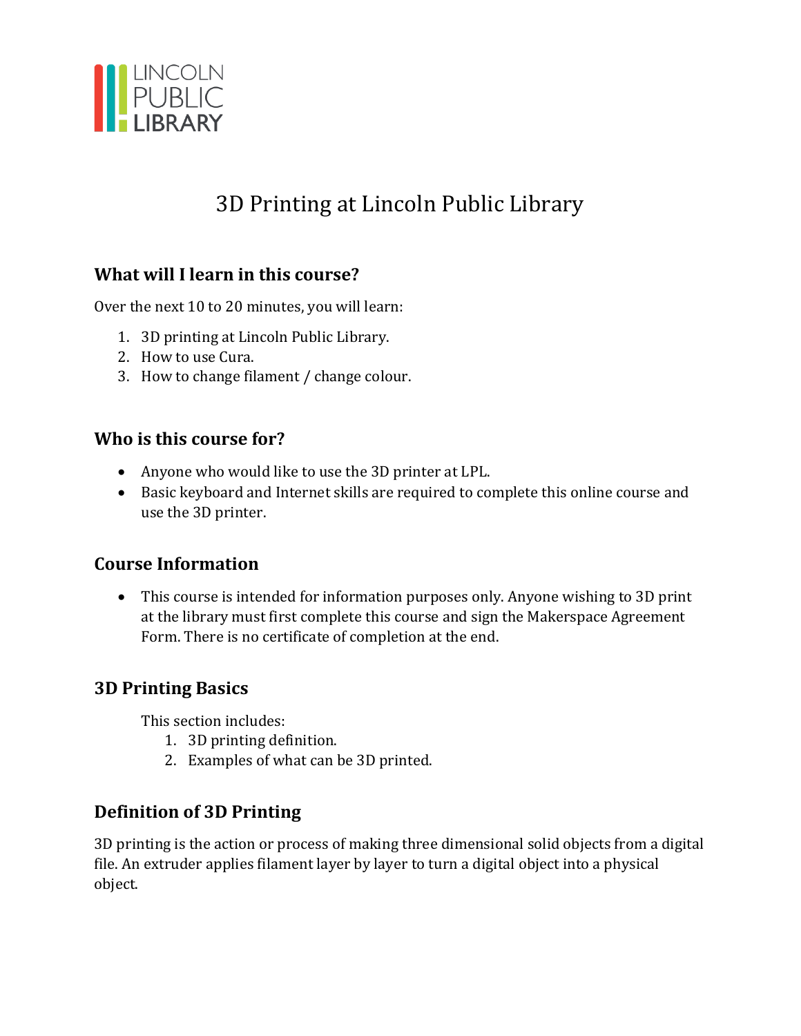LINCOLN PUBLIC LIBRARY

# 3D Printing at Lincoln Public Library

## What will I learn in this course?

Over the next 10 to 20 minutes, you will learn:

1. 3D printing at Lincoln Public Library.
2. How to use Cura.
3. How to change filament / change colour.

## Who is this course for?

- Anyone who would like to use the 3D printer at LPL.
- Basic keyboard and Internet skills are required to complete this online course and use the 3D printer.

## Course Information

- This course is intended for information purposes only. Anyone wishing to 3D print at the library must first complete this course and sign the Makerspace Agreement Form. There is no certificate of completion at the end.

## 3D Printing Basics

This section includes:

1. 3D printing definition.
2. Examples of what can be 3D printed.

## Definition of 3D Printing

3D printing is the action or process of making three dimensional solid objects from a digital file. An extruder applies filament layer by layer to turn a digital object into a physical object.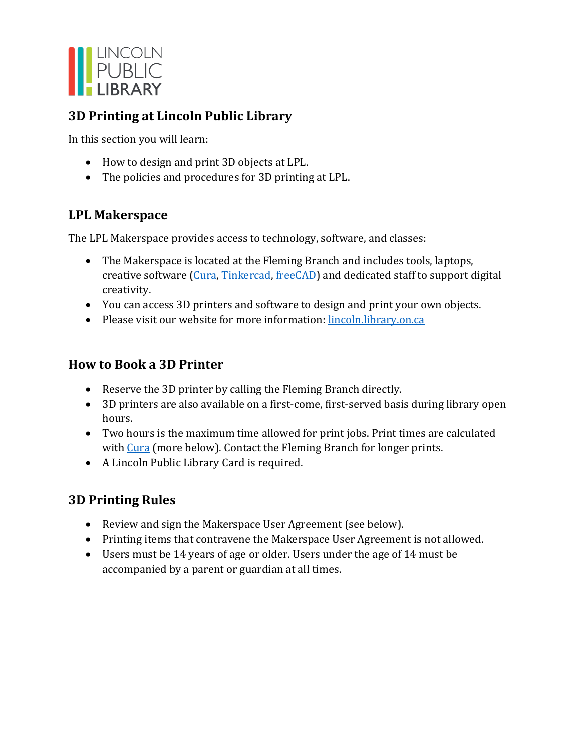LINCOLN PUBLIC LIBRARY

## 3D Printing at Lincoln Public Library

In this section you will learn:

- How to design and print 3D objects at LPL.
- The policies and procedures for 3D printing at LPL.

## LPL Makerspace

The LPL Makerspace provides access to technology, software, and classes:

- The Makerspace is located at the Fleming Branch and includes tools, laptops, creative software (Cura, Tinkercad, freeCAD) and dedicated staff to support digital creativity.
- You can access 3D printers and software to design and print your own objects.
- Please visit our website for more information: lincoln.library.on.ca

## How to Book a 3D Printer

- Reserve the 3D printer by calling the Fleming Branch directly.
- 3D printers are also available on a first-come, first-served basis during library open hours.
- Two hours is the maximum time allowed for print jobs. Print times are calculated with Cura (more below). Contact the Fleming Branch for longer prints.
- A Lincoln Public Library Card is required.

## 3D Printing Rules

- Review and sign the Makerspace User Agreement (see below).
- Printing items that contravene the Makerspace User Agreement is not allowed.
- Users must be 14 years of age or older. Users under the age of 14 must be accompanied by a parent or guardian at all times.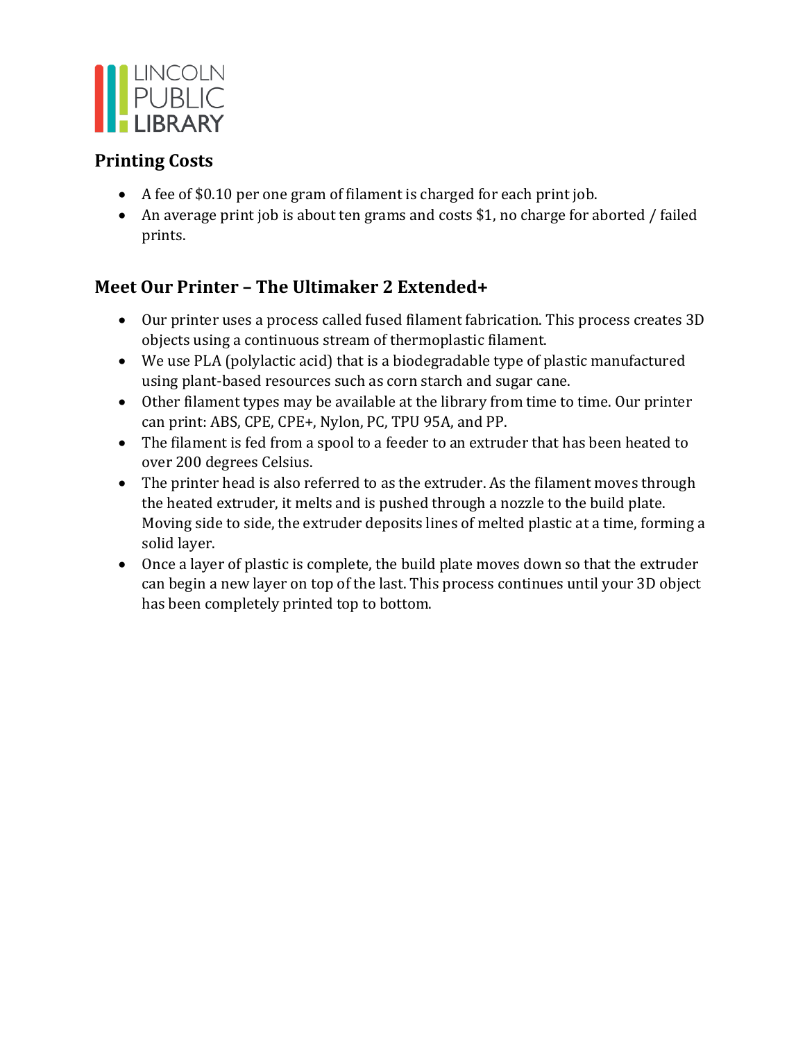LINCOLN PUBLIC LIBRARY

## Printing Costs

- A fee of $0.10 per one gram of filament is charged for each print job.
- An average print job is about ten grams and costs $1, no charge for aborted / failed prints.

## Meet Our Printer – The Ultimaker 2 Extended+

- Our printer uses a process called fused filament fabrication. This process creates 3D objects using a continuous stream of thermoplastic filament.
- We use PLA (polylactic acid) that is a biodegradable type of plastic manufactured using plant-based resources such as corn starch and sugar cane.
- Other filament types may be available at the library from time to time. Our printer can print: ABS, CPE, CPE+, Nylon, PC, TPU 95A, and PP.
- The filament is fed from a spool to a feeder to an extruder that has been heated to over 200 degrees Celsius.
- The printer head is also referred to as the extruder. As the filament moves through the heated extruder, it melts and is pushed through a nozzle to the build plate. Moving side to side, the extruder deposits lines of melted plastic at a time, forming a solid layer.
- Once a layer of plastic is complete, the build plate moves down so that the extruder can begin a new layer on top of the last. This process continues until your 3D object has been completely printed top to bottom.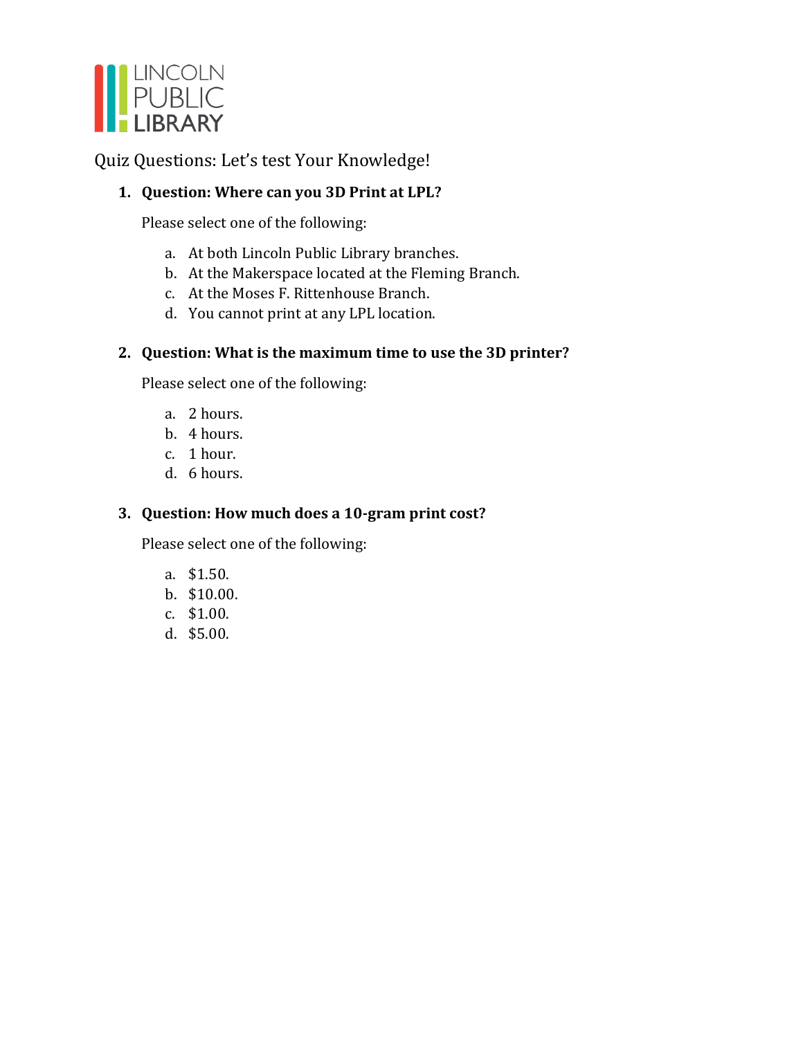LINCOLN PUBLIC LIBRARY

Quiz Questions: Let's test Your Knowledge!

1. **Question: Where can you 3D Print at LPL?**

   Please select one of the following:

   a. At both Lincoln Public Library branches.
   b. At the Makerspace located at the Fleming Branch.
   c. At the Moses F. Rittenhouse Branch.
   d. You cannot print at any LPL location.

2. **Question: What is the maximum time to use the 3D printer?**

   Please select one of the following:

   a. 2 hours.
   b. 4 hours.
   c. 1 hour.
   d. 6 hours.

3. **Question: How much does a 10-gram print cost?**

   Please select one of the following:

   a. $1.50.
   b. $10.00.
   c. $1.00.
   d. $5.00.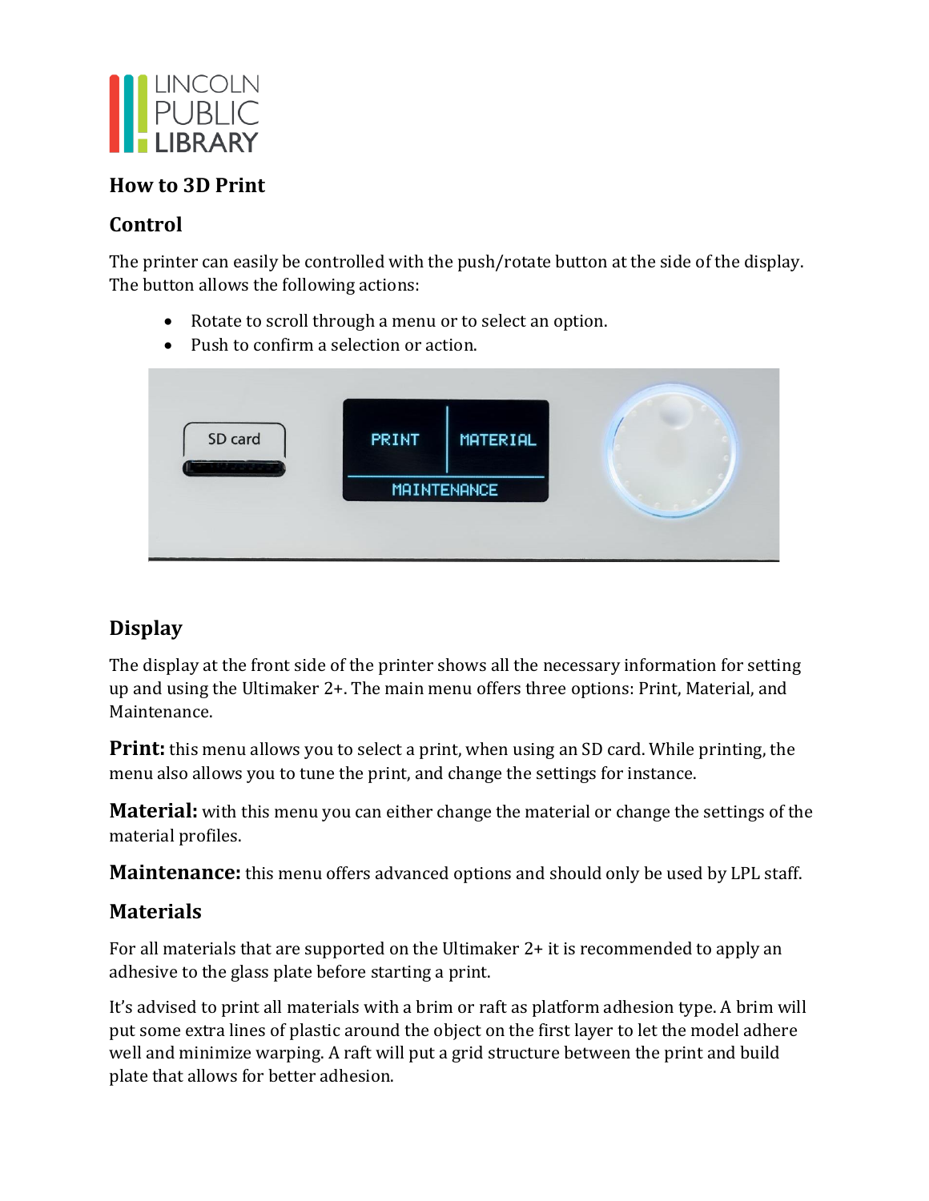## How to 3D Print

## Control

The printer can easily be controlled with the push/rotate button at the side of the display. The button allows the following actions:

- Rotate to scroll through a menu or to select an option.
- Push to confirm a selection or action.

## Display

The display at the front side of the printer shows all the necessary information for setting up and using the Ultimaker 2+. The main menu offers three options: Print, Material, and Maintenance.

**Print:** this menu allows you to select a print, when using an SD card. While printing, the menu also allows you to tune the print, and change the settings for instance.

**Material:** with this menu you can either change the material or change the settings of the material profiles.

**Maintenance:** this menu offers advanced options and should only be used by LPL staff.

## Materials

For all materials that are supported on the Ultimaker 2+ it is recommended to apply an adhesive to the glass plate before starting a print.

It's advised to print all materials with a brim or raft as platform adhesion type. A brim will put some extra lines of plastic around the object on the first layer to let the model adhere well and minimize warping. A raft will put a grid structure between the print and build plate that allows for better adhesion.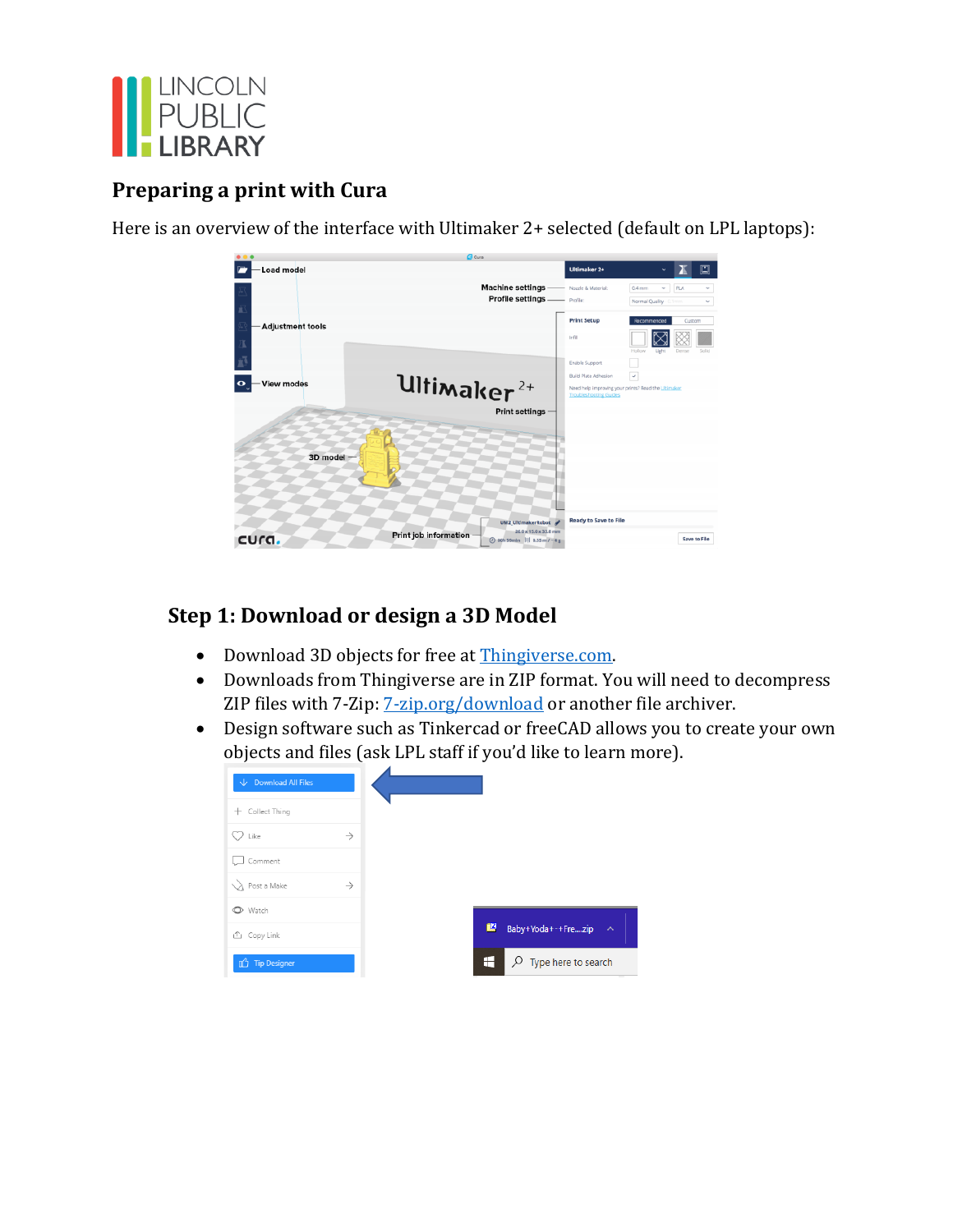LINCOLN PUBLIC LIBRARY

## Preparing a print with Cura

Here is an overview of the interface with Ultimaker 2+ selected (default on LPL laptops):

## Step 1: Download or design a 3D Model

- Download 3D objects for free at Thingiverse.com.
- Downloads from Thingiverse are in ZIP format. You will need to decompress ZIP files with 7-Zip: 7-zip.org/download or another file archiver.
- Design software such as Tinkercad or freeCAD allows you to create your own objects and files (ask LPL staff if you'd like to learn more).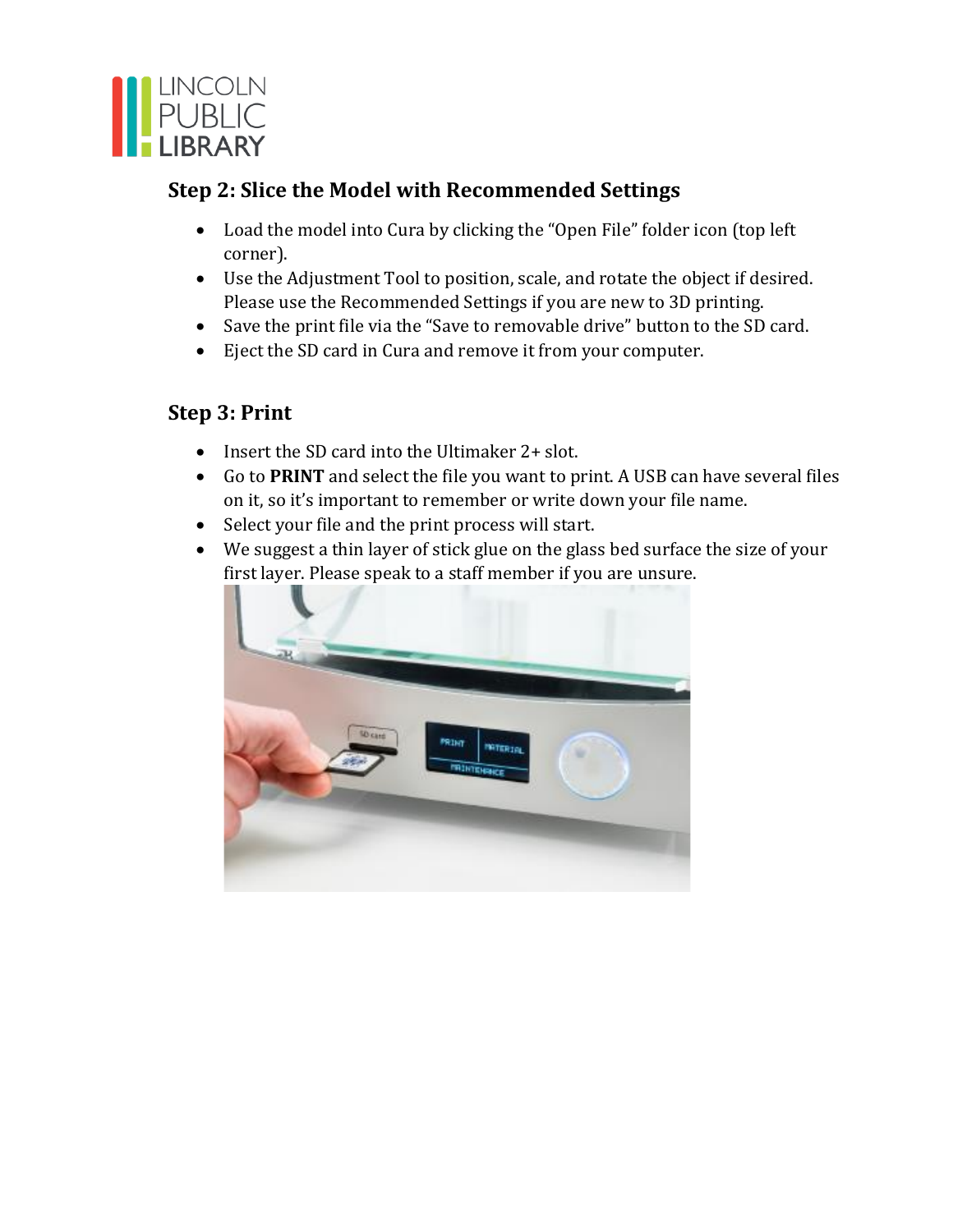## Step 2: Slice the Model with Recommended Settings

- Load the model into Cura by clicking the "Open File" folder icon (top left corner).
- Use the Adjustment Tool to position, scale, and rotate the object if desired. Please use the Recommended Settings if you are new to 3D printing.
- Save the print file via the "Save to removable drive" button to the SD card.
- Eject the SD card in Cura and remove it from your computer.

## Step 3: Print

- Insert the SD card into the Ultimaker 2+ slot.
- Go to **PRINT** and select the file you want to print. A USB can have several files on it, so it's important to remember or write down your file name.
- Select your file and the print process will start.
- We suggest a thin layer of stick glue on the glass bed surface the size of your first layer. Please speak to a staff member if you are unsure.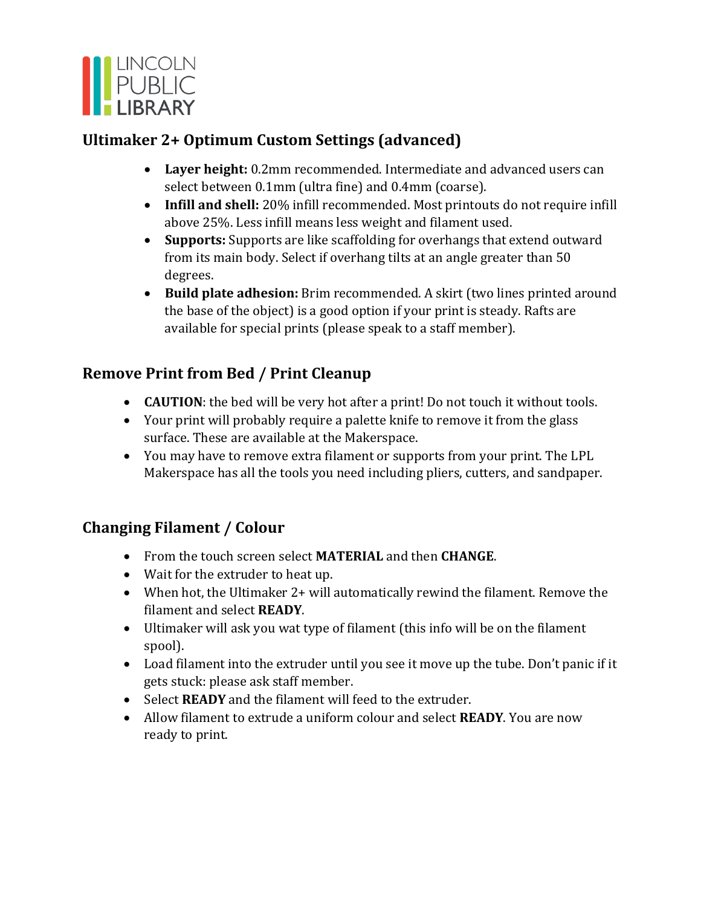## Ultimaker 2+ Optimum Custom Settings (advanced)

- **Layer height:** 0.2mm recommended. Intermediate and advanced users can select between 0.1mm (ultra fine) and 0.4mm (coarse).
- **Infill and shell:** 20% infill recommended. Most printouts do not require infill above 25%. Less infill means less weight and filament used.
- **Supports:** Supports are like scaffolding for overhangs that extend outward from its main body. Select if overhang tilts at an angle greater than 50 degrees.
- **Build plate adhesion:** Brim recommended. A skirt (two lines printed around the base of the object) is a good option if your print is steady. Rafts are available for special prints (please speak to a staff member).

## Remove Print from Bed / Print Cleanup

- **CAUTION**: the bed will be very hot after a print! Do not touch it without tools.
- Your print will probably require a palette knife to remove it from the glass surface. These are available at the Makerspace.
- You may have to remove extra filament or supports from your print. The LPL Makerspace has all the tools you need including pliers, cutters, and sandpaper.

## Changing Filament / Colour

- From the touch screen select **MATERIAL** and then **CHANGE**.
- Wait for the extruder to heat up.
- When hot, the Ultimaker 2+ will automatically rewind the filament. Remove the filament and select **READY**.
- Ultimaker will ask you wat type of filament (this info will be on the filament spool).
- Load filament into the extruder until you see it move up the tube. Don't panic if it gets stuck: please ask staff member.
- Select **READY** and the filament will feed to the extruder.
- Allow filament to extrude a uniform colour and select **READY**. You are now ready to print.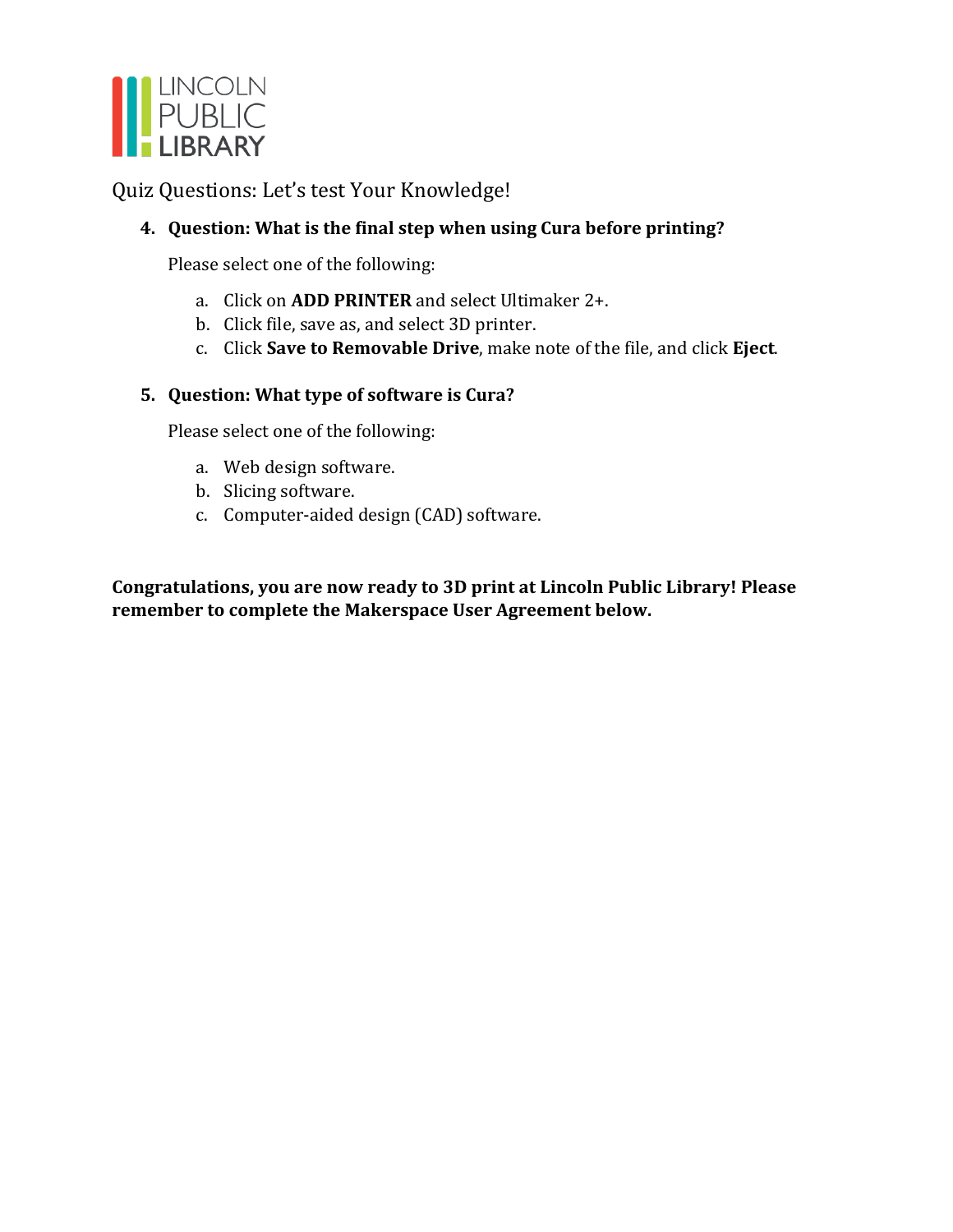LINCOLN PUBLIC LIBRARY

Quiz Questions: Let's test Your Knowledge!

4. **Question: What is the final step when using Cura before printing?**

   Please select one of the following:

   a. Click on **ADD PRINTER** and select Ultimaker 2+.
   b. Click file, save as, and select 3D printer.
   c. Click **Save to Removable Drive**, make note of the file, and click **Eject**.

5. **Question: What type of software is Cura?**

   Please select one of the following:

   a. Web design software.
   b. Slicing software.
   c. Computer-aided design (CAD) software.

**Congratulations, you are now ready to 3D print at Lincoln Public Library! Please remember to complete the Makerspace User Agreement below.**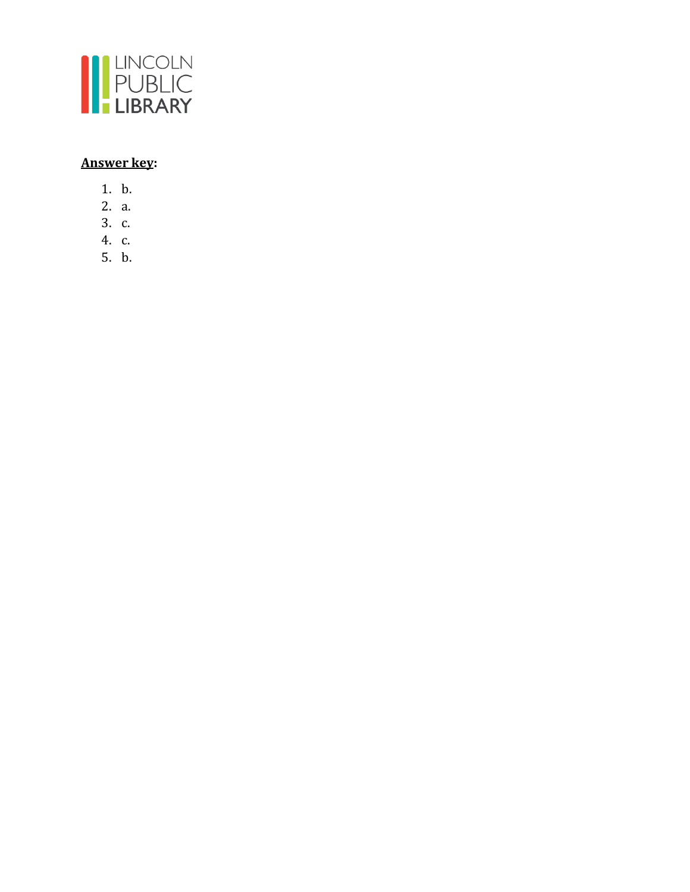LINCOLN PUBLIC LIBRARY

**Answer key:**

1. b.
2. a.
3. c.
4. c.
5. b.